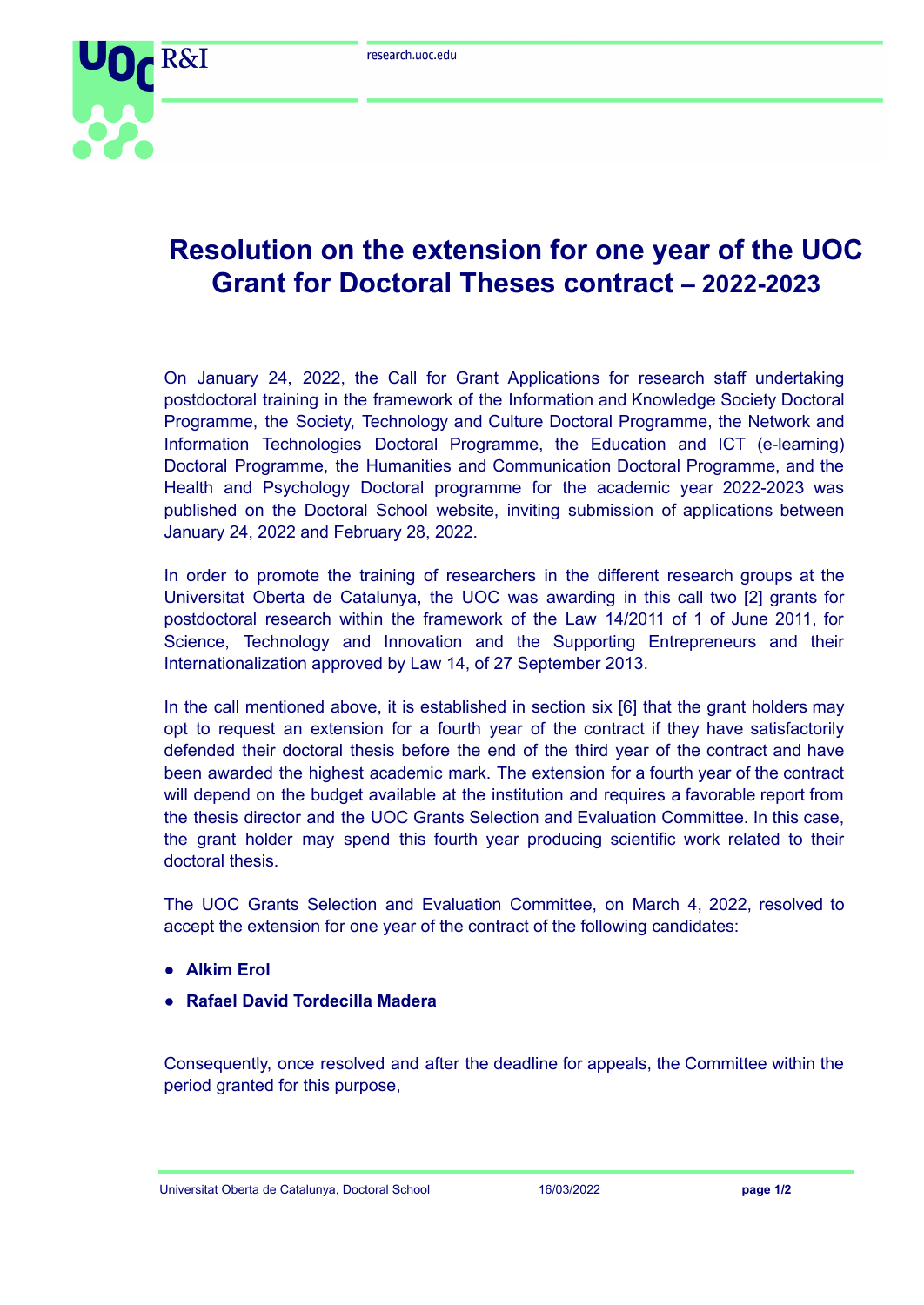# Resolution on the extension for one year of the UOC Grant for Doctoral Theses contract – 2022-2023

On January 24, 2022, the Call for Grant Applications for research staff undertaking postdoctoral training in the framework of the Information and Knowledge Society Doctoral Programme, the Society, Technology and Culture Doctoral Programme, the Network and Information Technologies Doctoral Programme, the Education and ICT (e-learning) Doctoral Programme, the Humanities and Communication Doctoral Programme, and the Health and Psychology Doctoral programme for the academic year 2022-2023 was published on the Doctoral School website, inviting submission of applications between January 24, 2022 and February 28, 2022.

In order to promote the training of researchers in the different research groups at the Universitat Oberta de Catalunya, the UOC was awarding in this call two [2] grants for postdoctoral research within the framework of the Law 14/2011 of 1 of June 2011, for Science, Technology and Innovation and the Supporting Entrepreneurs and their Internationalization approved by Law 14, of 27 September 2013.

In the call mentioned above, it is established in section six [6] that the grant holders may opt to request an extension for a fourth year of the contract if they have satisfactorily defended their doctoral thesis before the end of the third year of the contract and have been awarded the highest academic mark. The extension for a fourth year of the contract will depend on the budget available at the institution and requires a favorable report from the thesis director and the UOC Grants Selection and Evaluation Committee. In this case, the grant holder may spend this fourth year producing scientific work related to their doctoral thesis.

The UOC Grants Selection and Evaluation Committee, on March 4, 2022, resolved to accept the extension for one year of the contract of the following candidates:

- **Alkim Erol**
- **Rafael David Tordecilla Madera**

Consequently, once resolved and after the deadline for appeals, the Committee within the period granted for this purpose,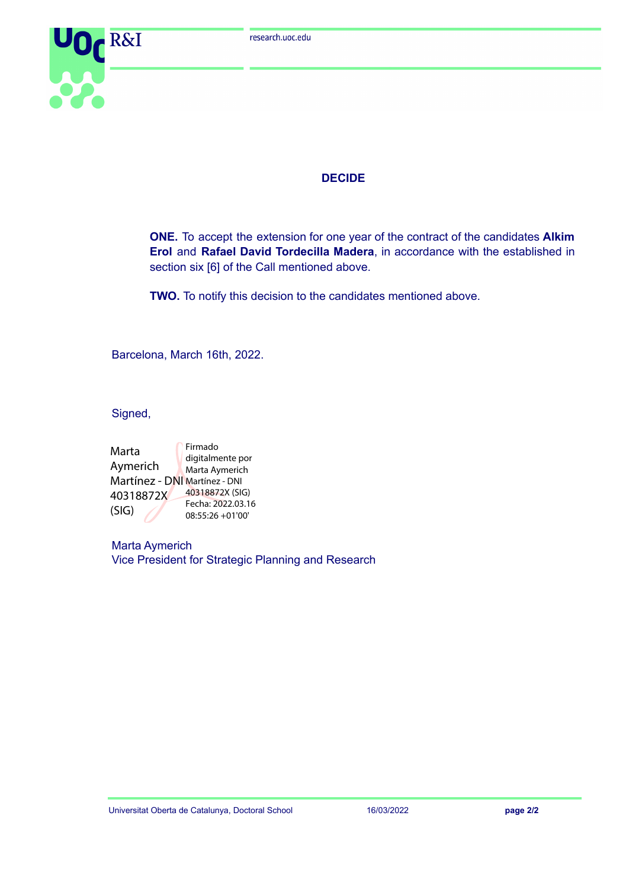**DECIDE**

**ONE.** To accept the extension for one year of the contract of the candidates **Alkim Erol** and **Rafael David Tordecilla Madera**, in accordance with the established in section six [6] of the Call mentioned above.

**TWO.** To notify this decision to the candidates mentioned above.

Barcelona, March 16th, 2022.

Signed,

Marta Aymerich Martínez - DNI 40318872X (SIG)

Firmado digitalmente por Marta Aymerich Martínez - DNI 40318872X (SIG)
Fecha: 2022.03.16 08:55:26 +01'00'

Marta Aymerich
Vice President for Strategic Planning and Research